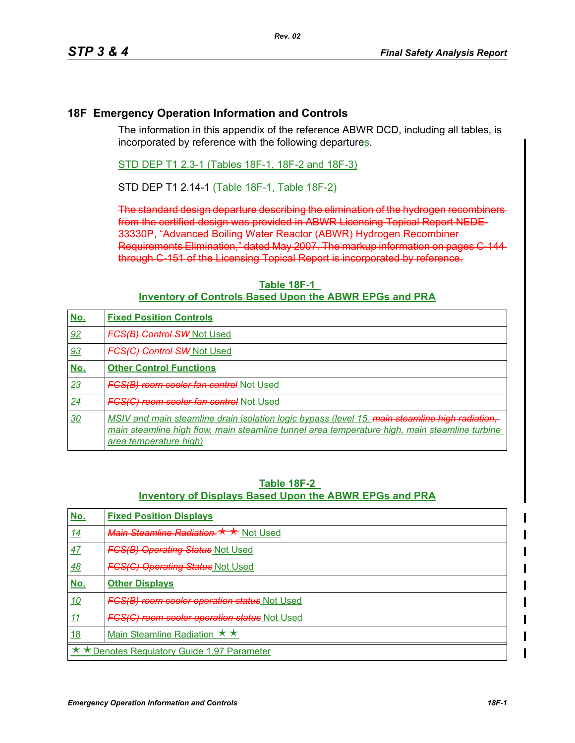## 18F Emergency Operation Information and Controls

The information in this appendix of the reference ABWR DCD, including all tables, is incorporated by reference with the following departures.

STD DEP T1 2.3-1 (Tables 18F-1, 18F-2 and 18F-3)

STD DEP T1 2.14-1 (Table 18F-1, Table 18F-2)

~~The standard design departure describing the elimination of the hydrogen recombiners from the certified design was provided in ABWR Licensing Topical Report NEDE-33330P, "Advanced Boiling Water Reactor (ABWR) Hydrogen Recombiner Requirements Elimination," dated May 2007. The markup information on pages C-144 through C-151 of the Licensing Topical Report is incorporated by reference.~~

**Table 18F-1**
**Inventory of Controls Based Upon the ABWR EPGs and PRA**

| No. | Fixed Position Controls |
|---|---|
| *92* | ~~*FCS(B) Control SW*~~ Not Used |
| *93* | ~~*FCS(C) Control SW*~~ Not Used |
| **No.** | **Other Control Functions** |
| *23* | ~~*FCS(B) room cooler fan control*~~ Not Used |
| *24* | ~~*FCS(C) room cooler fan control*~~ Not Used |
| *30* | *MSIV and main steamline drain isolation logic bypass (level 15,* ~~*main steamline high radiation,*~~ *main steamline high flow, main steamline tunnel area temperature high, main steamline turbine area temperature high)* |

**Table 18F-2**
**Inventory of Displays Based Upon the ABWR EPGs and PRA**

| No. | Fixed Position Displays |
|---|---|
| *14* | ~~*Main Steamline Radiation* ★★~~ Not Used |
| *47* | ~~*FCS(B) Operating Status*~~ Not Used |
| *48* | ~~*FCS(C) Operating Status*~~ Not Used |
| **No.** | **Other Displays** |
| *10* | ~~*FCS(B) room cooler operation status*~~ Not Used |
| *11* | ~~*FCS(C) room cooler operation status*~~ Not Used |
| 18 | Main Steamline Radiation ★★ |
| ★★Denotes Regulatory Guide 1.97 Parameter | |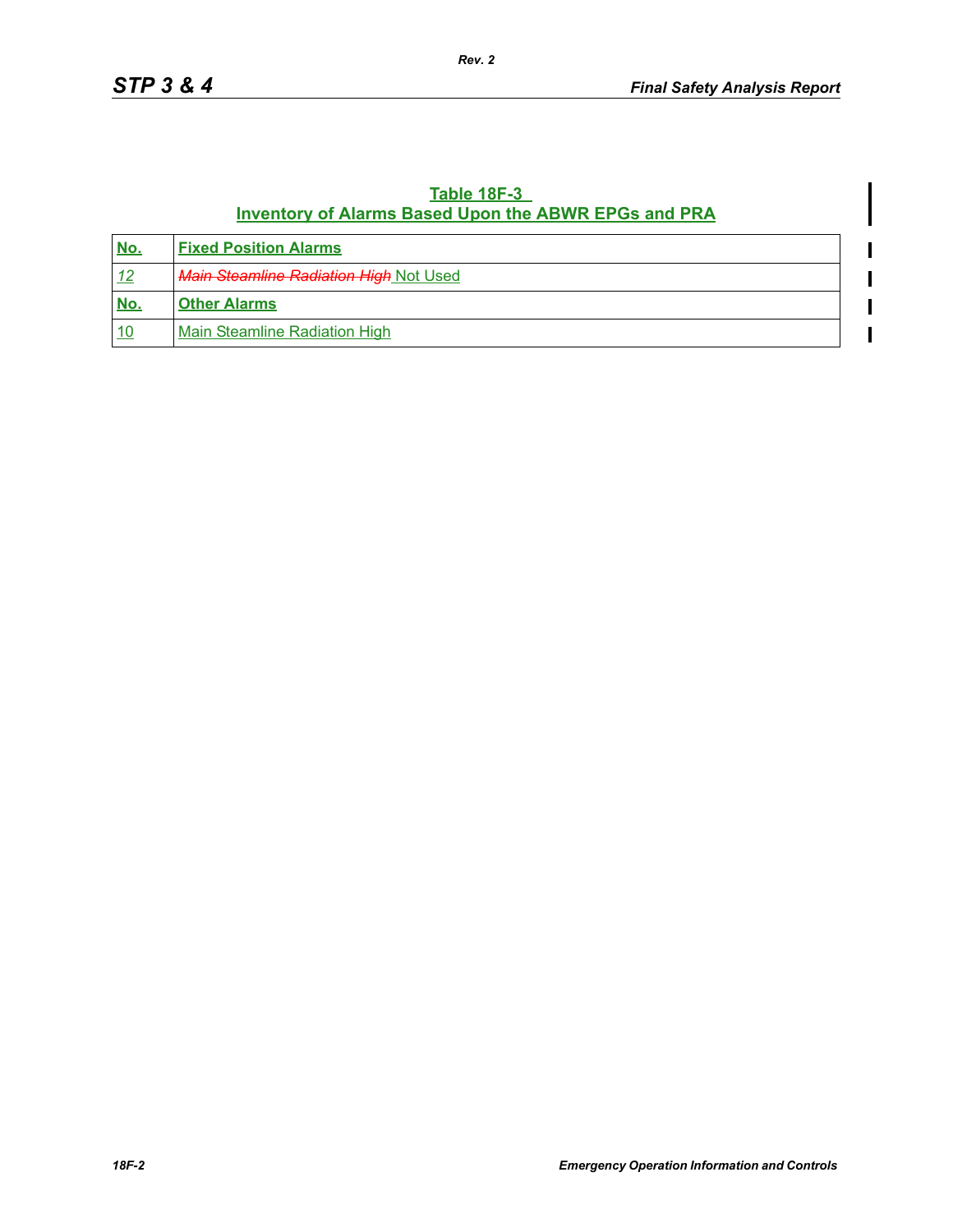**Table 18F-3**
**Inventory of Alarms Based Upon the ABWR EPGs and PRA**

| No. | Fixed Position Alarms |
|---|---|
| 12 | ~~Main Steamline Radiation High~~ Not Used |
| **No.** | **Other Alarms** |
| 10 | Main Steamline Radiation High |